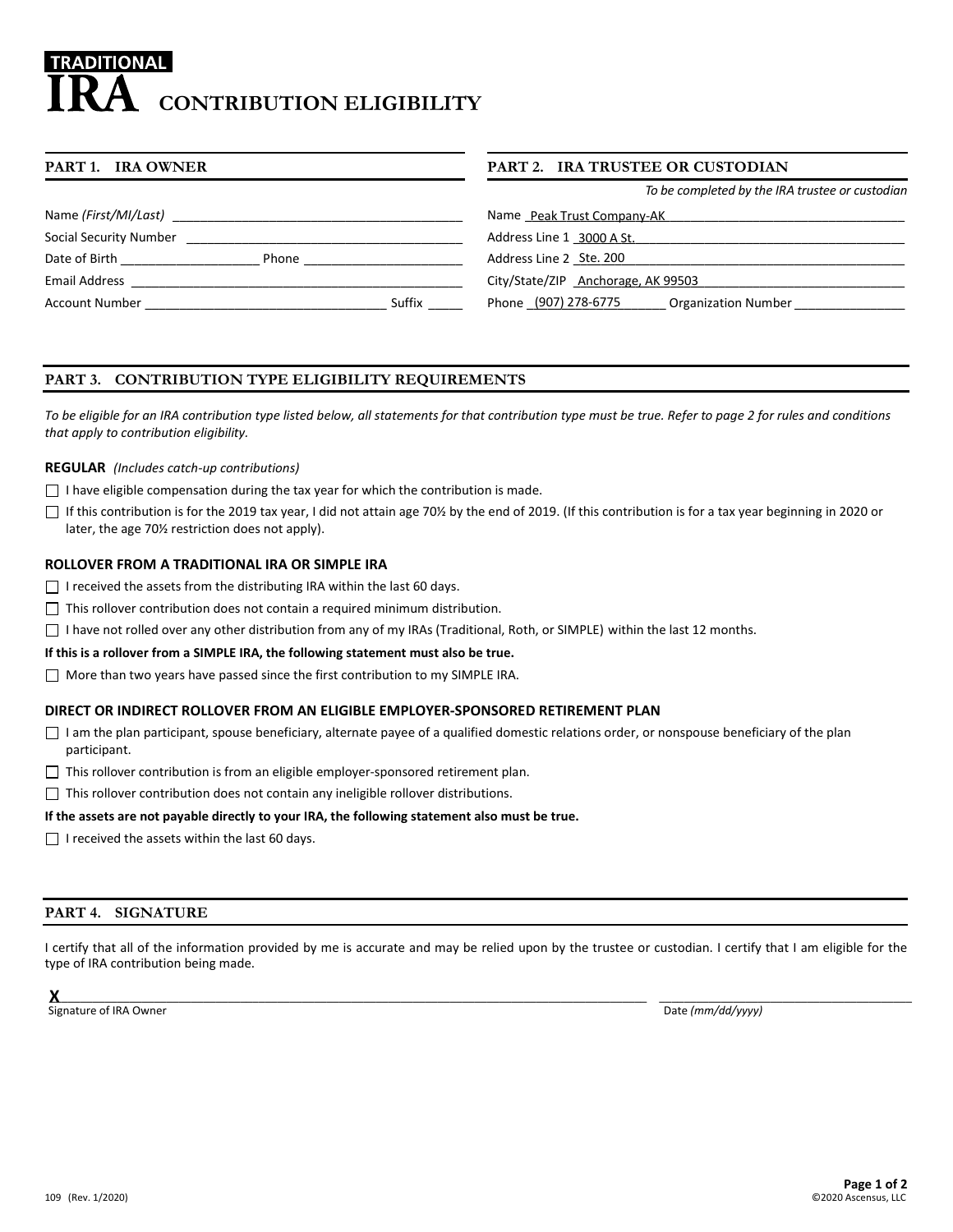# TRADITIONAL IRA CONTRIBUTION ELIGIBILITY

## PART 1. IRA OWNER

Name *(First/MI/Last)* ____________________

Social Security Number ____________________

Date of Birth ____________________ Phone ____________________

Email Address ____________________

Account Number ____________________ Suffix _____

## PART 2. IRA TRUSTEE OR CUSTODIAN

*To be completed by the IRA trustee or custodian*

Name Peak Trust Company-AK

Address Line 1 3000 A St.

Address Line 2 Ste. 200

City/State/ZIP Anchorage, AK 99503

Phone (907) 278-6775 Organization Number ____________________

## PART 3. CONTRIBUTION TYPE ELIGIBILITY REQUIREMENTS

*To be eligible for an IRA contribution type listed below, all statements for that contribution type must be true. Refer to page 2 for rules and conditions that apply to contribution eligibility.*

**REGULAR** *(Includes catch-up contributions)*

- ☐ I have eligible compensation during the tax year for which the contribution is made.
- ☐ If this contribution is for the 2019 tax year, I did not attain age 70½ by the end of 2019. (If this contribution is for a tax year beginning in 2020 or later, the age 70½ restriction does not apply).

**ROLLOVER FROM A TRADITIONAL IRA OR SIMPLE IRA**

- ☐ I received the assets from the distributing IRA within the last 60 days.
- ☐ This rollover contribution does not contain a required minimum distribution.
- ☐ I have not rolled over any other distribution from any of my IRAs (Traditional, Roth, or SIMPLE) within the last 12 months.

**If this is a rollover from a SIMPLE IRA, the following statement must also be true.**

- ☐ More than two years have passed since the first contribution to my SIMPLE IRA.

**DIRECT OR INDIRECT ROLLOVER FROM AN ELIGIBLE EMPLOYER-SPONSORED RETIREMENT PLAN**

- ☐ I am the plan participant, spouse beneficiary, alternate payee of a qualified domestic relations order, or nonspouse beneficiary of the plan participant.
- ☐ This rollover contribution is from an eligible employer-sponsored retirement plan.
- ☐ This rollover contribution does not contain any ineligible rollover distributions.

**If the assets are not payable directly to your IRA, the following statement also must be true.**

- ☐ I received the assets within the last 60 days.

## PART 4. SIGNATURE

I certify that all of the information provided by me is accurate and may be relied upon by the trustee or custodian. I certify that I am eligible for the type of IRA contribution being made.

X____________________ ____________________

Signature of IRA Owner Date *(mm/dd/yyyy)*

109 (Rev. 1/2020) ©2020 Ascensus, LLC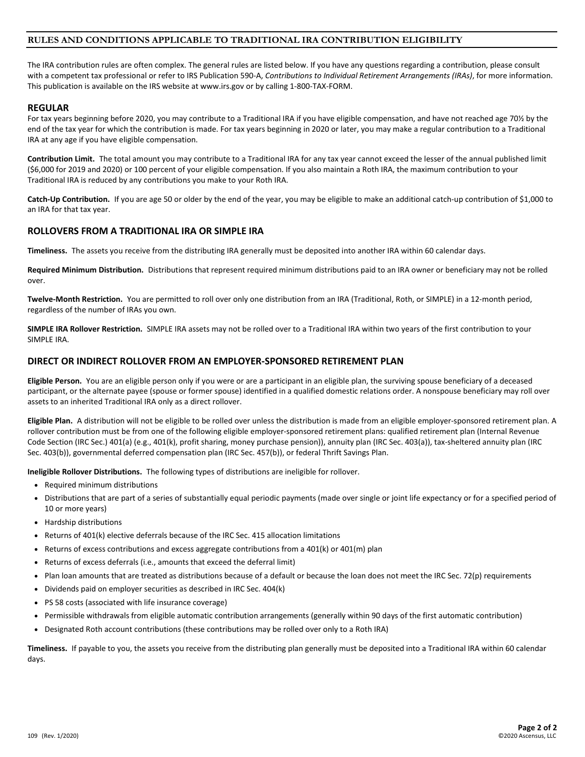## RULES AND CONDITIONS APPLICABLE TO TRADITIONAL IRA CONTRIBUTION ELIGIBILITY

The IRA contribution rules are often complex. The general rules are listed below. If you have any questions regarding a contribution, please consult with a competent tax professional or refer to IRS Publication 590-A, *Contributions to Individual Retirement Arrangements (IRAs)*, for more information. This publication is available on the IRS website at www.irs.gov or by calling 1-800-TAX-FORM.

### REGULAR

For tax years beginning before 2020, you may contribute to a Traditional IRA if you have eligible compensation, and have not reached age 70½ by the end of the tax year for which the contribution is made. For tax years beginning in 2020 or later, you may make a regular contribution to a Traditional IRA at any age if you have eligible compensation.

**Contribution Limit.** The total amount you may contribute to a Traditional IRA for any tax year cannot exceed the lesser of the annual published limit ($6,000 for 2019 and 2020) or 100 percent of your eligible compensation. If you also maintain a Roth IRA, the maximum contribution to your Traditional IRA is reduced by any contributions you make to your Roth IRA.

**Catch-Up Contribution.** If you are age 50 or older by the end of the year, you may be eligible to make an additional catch-up contribution of $1,000 to an IRA for that tax year.

### ROLLOVERS FROM A TRADITIONAL IRA OR SIMPLE IRA

**Timeliness.** The assets you receive from the distributing IRA generally must be deposited into another IRA within 60 calendar days.

**Required Minimum Distribution.** Distributions that represent required minimum distributions paid to an IRA owner or beneficiary may not be rolled over.

**Twelve-Month Restriction.** You are permitted to roll over only one distribution from an IRA (Traditional, Roth, or SIMPLE) in a 12-month period, regardless of the number of IRAs you own.

**SIMPLE IRA Rollover Restriction.** SIMPLE IRA assets may not be rolled over to a Traditional IRA within two years of the first contribution to your SIMPLE IRA.

### DIRECT OR INDIRECT ROLLOVER FROM AN EMPLOYER-SPONSORED RETIREMENT PLAN

**Eligible Person.** You are an eligible person only if you were or are a participant in an eligible plan, the surviving spouse beneficiary of a deceased participant, or the alternate payee (spouse or former spouse) identified in a qualified domestic relations order. A nonspouse beneficiary may roll over assets to an inherited Traditional IRA only as a direct rollover.

**Eligible Plan.** A distribution will not be eligible to be rolled over unless the distribution is made from an eligible employer-sponsored retirement plan. A rollover contribution must be from one of the following eligible employer-sponsored retirement plans: qualified retirement plan (Internal Revenue Code Section (IRC Sec.) 401(a) (e.g., 401(k), profit sharing, money purchase pension)), annuity plan (IRC Sec. 403(a)), tax-sheltered annuity plan (IRC Sec. 403(b)), governmental deferred compensation plan (IRC Sec. 457(b)), or federal Thrift Savings Plan.

**Ineligible Rollover Distributions.** The following types of distributions are ineligible for rollover.

- Required minimum distributions
- Distributions that are part of a series of substantially equal periodic payments (made over single or joint life expectancy or for a specified period of 10 or more years)
- Hardship distributions
- Returns of 401(k) elective deferrals because of the IRC Sec. 415 allocation limitations
- Returns of excess contributions and excess aggregate contributions from a 401(k) or 401(m) plan
- Returns of excess deferrals (i.e., amounts that exceed the deferral limit)
- Plan loan amounts that are treated as distributions because of a default or because the loan does not meet the IRC Sec. 72(p) requirements
- Dividends paid on employer securities as described in IRC Sec. 404(k)
- PS 58 costs (associated with life insurance coverage)
- Permissible withdrawals from eligible automatic contribution arrangements (generally within 90 days of the first automatic contribution)
- Designated Roth account contributions (these contributions may be rolled over only to a Roth IRA)

**Timeliness.** If payable to you, the assets you receive from the distributing plan generally must be deposited into a Traditional IRA within 60 calendar days.

109 (Rev. 1/2020)

©2020 Ascensus, LLC